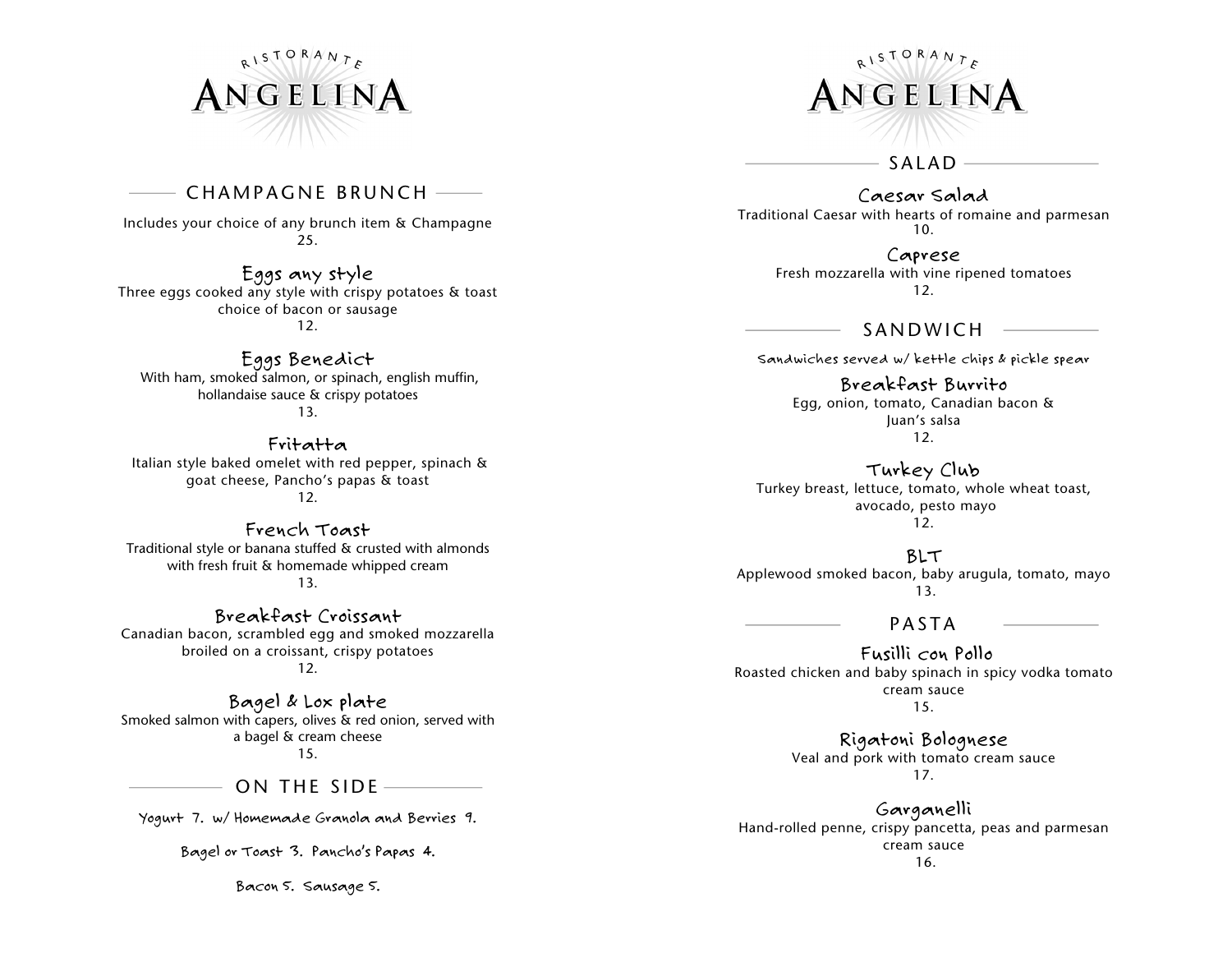# RISTORANTE ANGELINA

## CHAMPAGNE BRUNCH

Includes your choice of any brunch item & Champagne
25.

### Eggs any style
Three eggs cooked any style with crispy potatoes & toast
choice of bacon or sausage
12.

### Eggs Benedict
With ham, smoked salmon, or spinach, english muffin,
hollandaise sauce & crispy potatoes
13.

### Fritatta
Italian style baked omelet with red pepper, spinach &
goat cheese, Pancho's papas & toast
12.

### French Toast
Traditional style or banana stuffed & crusted with almonds
with fresh fruit & homemade whipped cream
13.

### Breakfast Croissant
Canadian bacon, scrambled egg and smoked mozzarella
broiled on a croissant, crispy potatoes
12.

### Bagel & Lox plate
Smoked salmon with capers, olives & red onion, served with
a bagel & cream cheese
15.

## ON THE SIDE

Yogurt 7. w/ Homemade Granola and Berries 9.

Bagel or Toast 3. Pancho's Papas 4.

Bacon 5. Sausage 5.

# RISTORANTE ANGELINA

## SALAD

### Caesar Salad
Traditional Caesar with hearts of romaine and parmesan
10.

### Caprese
Fresh mozzarella with vine ripened tomatoes
12.

## SANDWICH

Sandwiches served w/ kettle chips & pickle spear

### Breakfast Burrito
Egg, onion, tomato, Canadian bacon &
Juan's salsa
12.

### Turkey Club
Turkey breast, lettuce, tomato, whole wheat toast,
avocado, pesto mayo
12.

### BLT
Applewood smoked bacon, baby arugula, tomato, mayo
13.

## PASTA

### Fusilli con Pollo
Roasted chicken and baby spinach in spicy vodka tomato
cream sauce
15.

### Rigatoni Bolognese
Veal and pork with tomato cream sauce
17.

### Garganelli
Hand-rolled penne, crispy pancetta, peas and parmesan
cream sauce
16.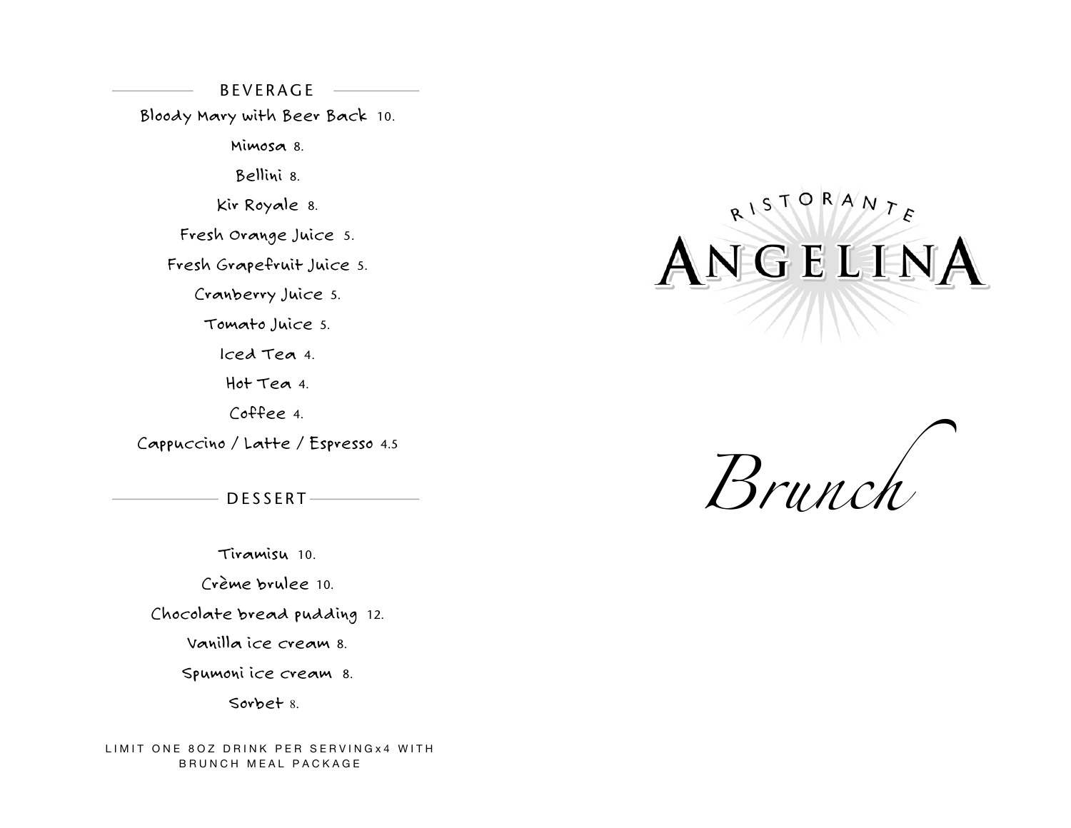## BEVERAGE

Bloody Mary with Beer Back 10.

Mimosa 8.

Bellini 8.

Kir Royale 8.

Fresh Orange Juice 5.

Fresh Grapefruit Juice 5.

Cranberry Juice 5.

Tomato Juice 5.

Iced Tea 4.

Hot Tea 4.

Coffee 4.

Cappuccino / Latte / Espresso 4.5

## DESSERT

Tiramisu 10.

Crème brulee 10.

Chocolate bread pudding 12.

Vanilla ice cream 8.

Spumoni ice cream 8.

Sorbet 8.

LIMIT ONE 8OZ DRINK PER SERVINGx4 WITH BRUNCH MEAL PACKAGE

# RISTORANTE ANGELINA

# *Brunch*